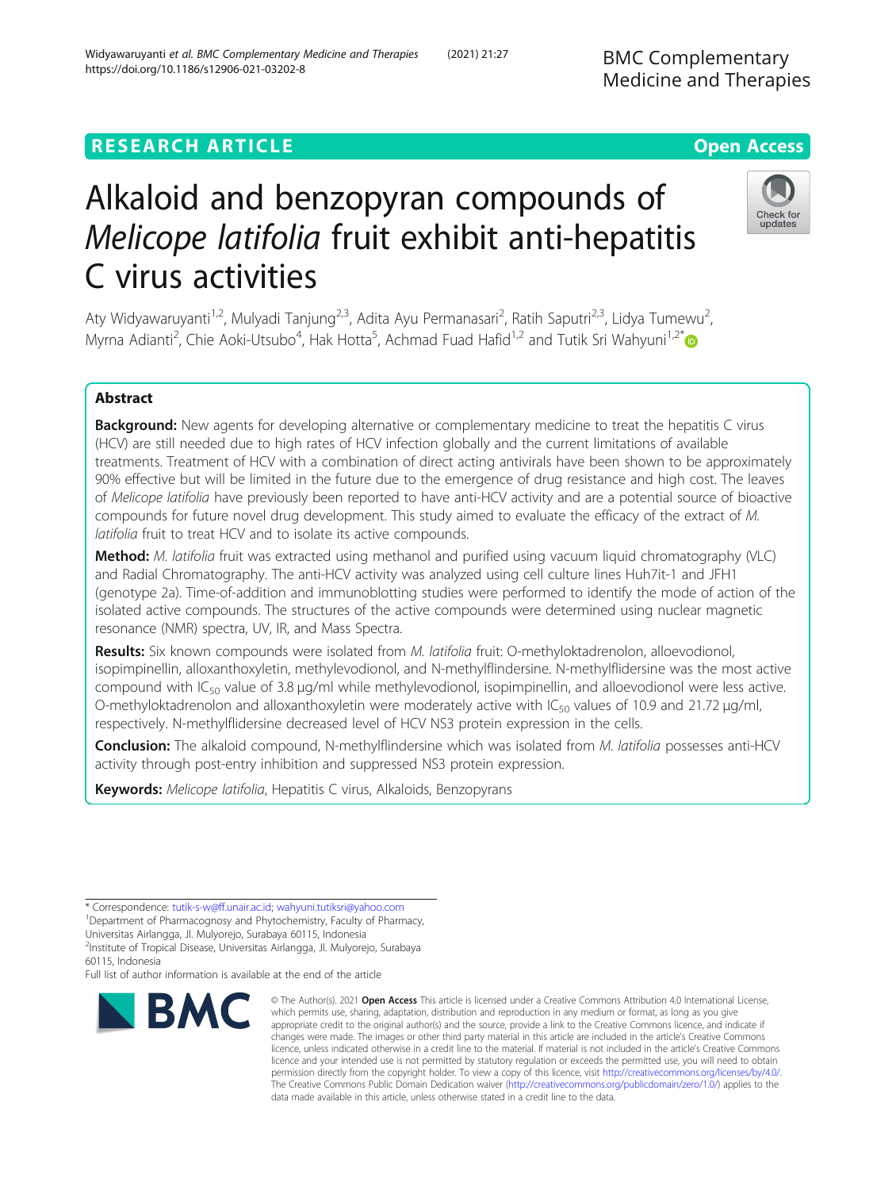RESEARCH ARTICLE

Open Access

# Alkaloid and benzopyran compounds of *Melicope latifolia* fruit exhibit anti-hepatitis C virus activities

Aty Widyawaruyanti[1,2], Mulyadi Tanjung[2,3], Adita Ayu Permanasari[2], Ratih Saputri[2,3], Lidya Tumewu[2], Myrna Adianti[2], Chie Aoki-Utsubo[4], Hak Hotta[5], Achmad Fuad Hafid[1,2] and Tutik Sri Wahyuni[1,2*]

## Abstract

**Background:** New agents for developing alternative or complementary medicine to treat the hepatitis C virus (HCV) are still needed due to high rates of HCV infection globally and the current limitations of available treatments. Treatment of HCV with a combination of direct acting antivirals have been shown to be approximately 90% effective but will be limited in the future due to the emergence of drug resistance and high cost. The leaves of *Melicope latifolia* have previously been reported to have anti-HCV activity and are a potential source of bioactive compounds for future novel drug development. This study aimed to evaluate the efficacy of the extract of *M. latifolia* fruit to treat HCV and to isolate its active compounds.

**Method:** *M. latifolia* fruit was extracted using methanol and purified using vacuum liquid chromatography (VLC) and Radial Chromatography. The anti-HCV activity was analyzed using cell culture lines Huh7it-1 and JFH1 (genotype 2a). Time-of-addition and immunoblotting studies were performed to identify the mode of action of the isolated active compounds. The structures of the active compounds were determined using nuclear magnetic resonance (NMR) spectra, UV, IR, and Mass Spectra.

**Results:** Six known compounds were isolated from *M. latifolia* fruit: O-methyloktadrenolon, alloevodionol, isopimpinellin, alloxanthoxyletin, methylevodionol, and N-methylflindersine. N-methylflidersine was the most active compound with $IC_{50}$ value of 3.8 μg/ml while methylevodionol, isopimpinellin, and alloevodionol were less active. O-methyloktadrenolon and alloxanthoxyletin were moderately active with $IC_{50}$ values of 10.9 and 21.72 μg/ml, respectively. N-methylflidersine decreased level of HCV NS3 protein expression in the cells.

**Conclusion:** The alkaloid compound, N-methylflindersine which was isolated from *M. latifolia* possesses anti-HCV activity through post-entry inhibition and suppressed NS3 protein expression.

**Keywords:** *Melicope latifolia*, Hepatitis C virus, Alkaloids, Benzopyrans

\* Correspondence: tutik-s-w@ff.unair.ac.id; wahyuni.tutiksri@yahoo.com
[1]Department of Pharmacognosy and Phytochemistry, Faculty of Pharmacy, Universitas Airlangga, Jl. Mulyorejo, Surabaya 60115, Indonesia
[2]Institute of Tropical Disease, Universitas Airlangga, Jl. Mulyorejo, Surabaya 60115, Indonesia
Full list of author information is available at the end of the article

© The Author(s). 2021 **Open Access** This article is licensed under a Creative Commons Attribution 4.0 International License, which permits use, sharing, adaptation, distribution and reproduction in any medium or format, as long as you give appropriate credit to the original author(s) and the source, provide a link to the Creative Commons licence, and indicate if changes were made. The images or other third party material in this article are included in the article's Creative Commons licence, unless indicated otherwise in a credit line to the material. If material is not included in the article's Creative Commons licence and your intended use is not permitted by statutory regulation or exceeds the permitted use, you will need to obtain permission directly from the copyright holder. To view a copy of this licence, visit http://creativecommons.org/licenses/by/4.0/. The Creative Commons Public Domain Dedication waiver (http://creativecommons.org/publicdomain/zero/1.0/) applies to the data made available in this article, unless otherwise stated in a credit line to the data.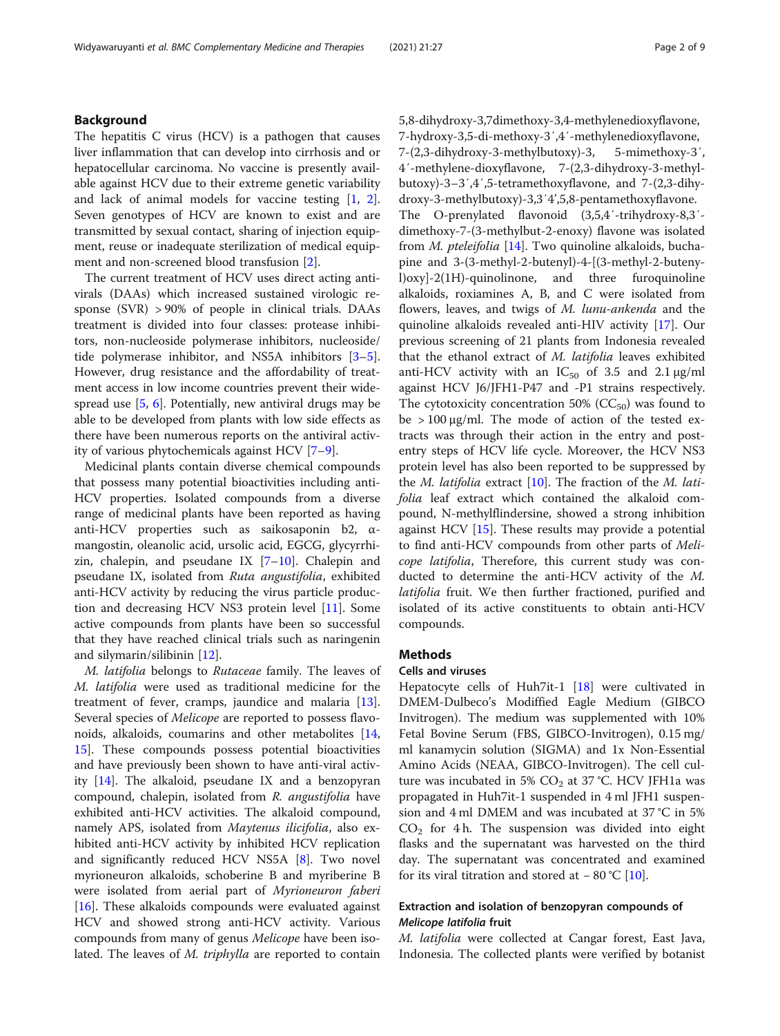## Background

The hepatitis C virus (HCV) is a pathogen that causes liver inflammation that can develop into cirrhosis and or hepatocellular carcinoma. No vaccine is presently available against HCV due to their extreme genetic variability and lack of animal models for vaccine testing [1, 2]. Seven genotypes of HCV are known to exist and are transmitted by sexual contact, sharing of injection equipment, reuse or inadequate sterilization of medical equipment and non-screened blood transfusion [2].

The current treatment of HCV uses direct acting antivirals (DAAs) which increased sustained virologic response (SVR) > 90% of people in clinical trials. DAAs treatment is divided into four classes: protease inhibitors, non-nucleoside polymerase inhibitors, nucleoside/tide polymerase inhibitor, and NS5A inhibitors [3–5]. However, drug resistance and the affordability of treatment access in low income countries prevent their widespread use [5, 6]. Potentially, new antiviral drugs may be able to be developed from plants with low side effects as there have been numerous reports on the antiviral activity of various phytochemicals against HCV [7–9].

Medicinal plants contain diverse chemical compounds that possess many potential bioactivities including anti-HCV properties. Isolated compounds from a diverse range of medicinal plants have been reported as having anti-HCV properties such as saikosaponin b2, α-mangostin, oleanolic acid, ursolic acid, EGCG, glycyrrhizin, chalepin, and pseudane IX [7–10]. Chalepin and pseudane IX, isolated from *Ruta angustifolia*, exhibited anti-HCV activity by reducing the virus particle production and decreasing HCV NS3 protein level [11]. Some active compounds from plants have been so successful that they have reached clinical trials such as naringenin and silymarin/silibinin [12].

*M. latifolia* belongs to *Rutaceae* family. The leaves of *M. latifolia* were used as traditional medicine for the treatment of fever, cramps, jaundice and malaria [13]. Several species of *Melicope* are reported to possess flavonoids, alkaloids, coumarins and other metabolites [14, 15]. These compounds possess potential bioactivities and have previously been shown to have anti-viral activity [14]. The alkaloid, pseudane IX and a benzopyran compound, chalepin, isolated from *R. angustifolia* have exhibited anti-HCV activities. The alkaloid compound, namely APS, isolated from *Maytenus ilicifolia*, also exhibited anti-HCV activity by inhibited HCV replication and significantly reduced HCV NS5A [8]. Two novel myrioneuron alkaloids, schoberine B and myriberine B were isolated from aerial part of *Myrioneuron faberi* [16]. These alkaloids compounds were evaluated against HCV and showed strong anti-HCV activity. Various compounds from many of genus *Melicope* have been isolated. The leaves of *M. triphylla* are reported to contain 5,8-dihydroxy-3,7dimethoxy-3,4-methylenedioxyflavone, 7-hydroxy-3,5-di-methoxy-3′,4′-methylenedioxyflavone, 7-(2,3-dihydroxy-3-methylbutoxy)-3, 5-mimethoxy-3′, 4′-methylene-dioxyflavone, 7-(2,3-dihydroxy-3-methylbutoxy)-3–3′,4′,5-tetramethoxyflavone, and 7-(2,3-dihydroxy-3-methylbutoxy)-3,3′4′,5,8-pentamethoxyflavone. The O-prenylated flavonoid (3,5,4′-trihydroxy-8,3′-dimethoxy-7-(3-methylbut-2-enoxy) flavone was isolated from *M. pteleifolia* [14]. Two quinoline alkaloids, buchapine and 3-(3-methyl-2-butenyl)-4-[(3-methyl-2-butenyl)oxy]-2(1H)-quinolinone, and three furoquinoline alkaloids, roxiamines A, B, and C were isolated from flowers, leaves, and twigs of *M. lunu-ankenda* and the quinoline alkaloids revealed anti-HIV activity [17]. Our previous screening of 21 plants from Indonesia revealed that the ethanol extract of *M. latifolia* leaves exhibited anti-HCV activity with an $IC_{50}$ of 3.5 and 2.1 μg/ml against HCV J6/JFH1-P47 and -P1 strains respectively. The cytotoxicity concentration 50% ($CC_{50}$) was found to be > 100 μg/ml. The mode of action of the tested extracts was through their action in the entry and post-entry steps of HCV life cycle. Moreover, the HCV NS3 protein level has also been reported to be suppressed by the *M. latifolia* extract [10]. The fraction of the *M. latifolia* leaf extract which contained the alkaloid compound, N-methylflindersine, showed a strong inhibition against HCV [15]. These results may provide a potential to find anti-HCV compounds from other parts of *Melicope latifolia*, Therefore, this current study was conducted to determine the anti-HCV activity of the *M. latifolia* fruit. We then further fractioned, purified and isolated of its active constituents to obtain anti-HCV compounds.

## Methods

### Cells and viruses

Hepatocyte cells of Huh7it-1 [18] were cultivated in DMEM-Dulbeco's Modiffied Eagle Medium (GIBCO Invitrogen). The medium was supplemented with 10% Fetal Bovine Serum (FBS, GIBCO-Invitrogen), 0.15 mg/ml kanamycin solution (SIGMA) and 1x Non-Essential Amino Acids (NEAA, GIBCO-Invitrogen). The cell culture was incubated in 5% $CO_2$ at 37 °C. HCV JFH1a was propagated in Huh7it-1 suspended in 4 ml JFH1 suspension and 4 ml DMEM and was incubated at 37 °C in 5% $CO_2$ for 4 h. The suspension was divided into eight flasks and the supernatant was harvested on the third day. The supernatant was concentrated and examined for its viral titration and stored at − 80 °C [10].

### Extraction and isolation of benzopyran compounds of *Melicope latifolia* fruit

*M. latifolia* were collected at Cangar forest, East Java, Indonesia. The collected plants were verified by botanist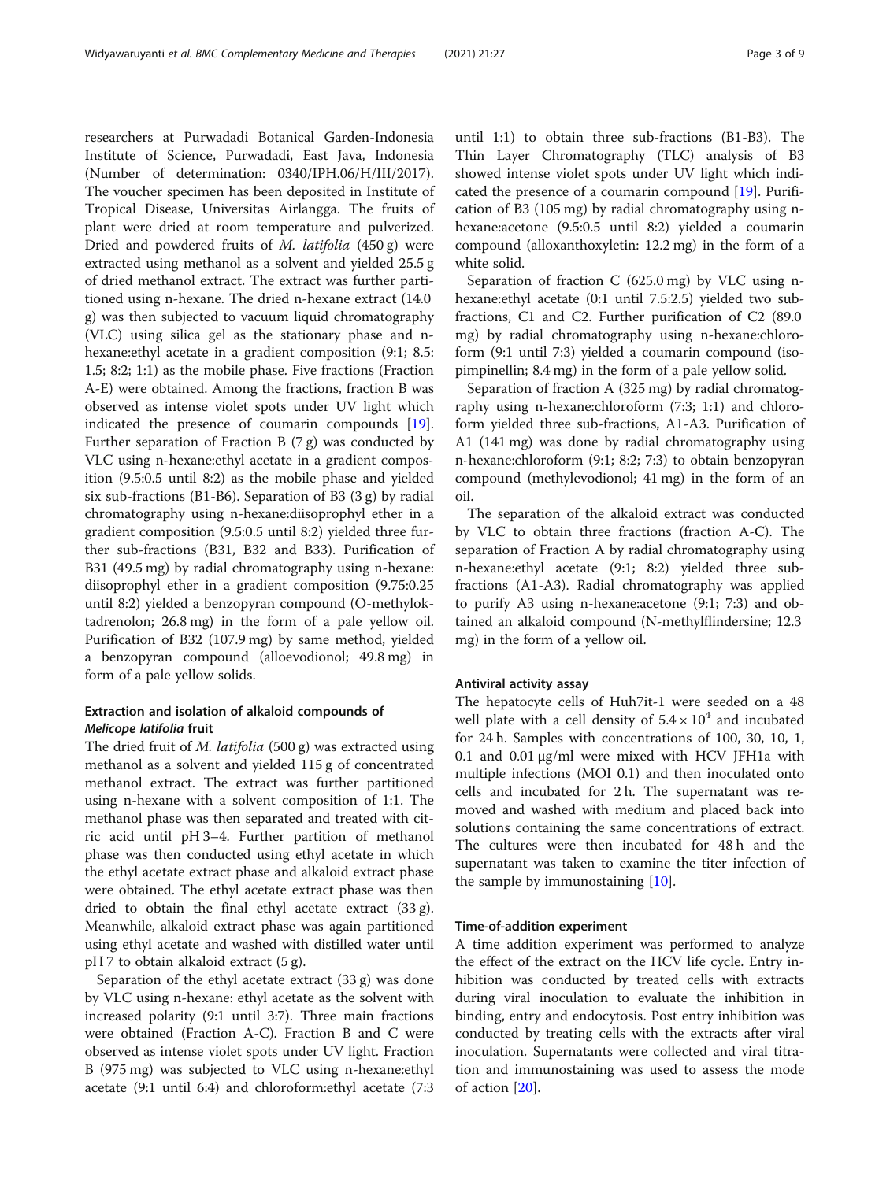researchers at Purwadadi Botanical Garden-Indonesia Institute of Science, Purwadadi, East Java, Indonesia (Number of determination: 0340/IPH.06/H/III/2017). The voucher specimen has been deposited in Institute of Tropical Disease, Universitas Airlangga. The fruits of plant were dried at room temperature and pulverized. Dried and powdered fruits of *M. latifolia* (450 g) were extracted using methanol as a solvent and yielded 25.5 g of dried methanol extract. The extract was further partitioned using n-hexane. The dried n-hexane extract (14.0 g) was then subjected to vacuum liquid chromatography (VLC) using silica gel as the stationary phase and n-hexane:ethyl acetate in a gradient composition (9:1; 8.5:1.5; 8:2; 1:1) as the mobile phase. Five fractions (Fraction A-E) were obtained. Among the fractions, fraction B was observed as intense violet spots under UV light which indicated the presence of coumarin compounds [19]. Further separation of Fraction B (7 g) was conducted by VLC using n-hexane:ethyl acetate in a gradient composition (9.5:0.5 until 8:2) as the mobile phase and yielded six sub-fractions (B1-B6). Separation of B3 (3 g) by radial chromatography using n-hexane:diisoprophyl ether in a gradient composition (9.5:0.5 until 8:2) yielded three further sub-fractions (B31, B32 and B33). Purification of B31 (49.5 mg) by radial chromatography using n-hexane: diisoprophyl ether in a gradient composition (9.75:0.25 until 8:2) yielded a benzopyran compound (O-methyloktadrenolon; 26.8 mg) in the form of a pale yellow oil. Purification of B32 (107.9 mg) by same method, yielded a benzopyran compound (alloevodionol; 49.8 mg) in form of a pale yellow solids.

### Extraction and isolation of alkaloid compounds of *Melicope latifolia* fruit

The dried fruit of *M. latifolia* (500 g) was extracted using methanol as a solvent and yielded 115 g of concentrated methanol extract. The extract was further partitioned using n-hexane with a solvent composition of 1:1. The methanol phase was then separated and treated with citric acid until pH 3–4. Further partition of methanol phase was then conducted using ethyl acetate in which the ethyl acetate extract phase and alkaloid extract phase were obtained. The ethyl acetate extract phase was then dried to obtain the final ethyl acetate extract (33 g). Meanwhile, alkaloid extract phase was again partitioned using ethyl acetate and washed with distilled water until pH 7 to obtain alkaloid extract (5 g).

Separation of the ethyl acetate extract (33 g) was done by VLC using n-hexane: ethyl acetate as the solvent with increased polarity (9:1 until 3:7). Three main fractions were obtained (Fraction A-C). Fraction B and C were observed as intense violet spots under UV light. Fraction B (975 mg) was subjected to VLC using n-hexane:ethyl acetate (9:1 until 6:4) and chloroform:ethyl acetate (7:3 until 1:1) to obtain three sub-fractions (B1-B3). The Thin Layer Chromatography (TLC) analysis of B3 showed intense violet spots under UV light which indicated the presence of a coumarin compound [19]. Purification of B3 (105 mg) by radial chromatography using n-hexane:acetone (9.5:0.5 until 8:2) yielded a coumarin compound (alloxanthoxyletin: 12.2 mg) in the form of a white solid.

Separation of fraction C (625.0 mg) by VLC using n-hexane:ethyl acetate (0:1 until 7.5:2.5) yielded two sub-fractions, C1 and C2. Further purification of C2 (89.0 mg) by radial chromatography using n-hexane:chloroform (9:1 until 7:3) yielded a coumarin compound (isopimpinellin; 8.4 mg) in the form of a pale yellow solid.

Separation of fraction A (325 mg) by radial chromatography using n-hexane:chloroform (7:3; 1:1) and chloroform yielded three sub-fractions, A1-A3. Purification of A1 (141 mg) was done by radial chromatography using n-hexane:chloroform (9:1; 8:2; 7:3) to obtain benzopyran compound (methylevodionol; 41 mg) in the form of an oil.

The separation of the alkaloid extract was conducted by VLC to obtain three fractions (fraction A-C). The separation of Fraction A by radial chromatography using n-hexane:ethyl acetate (9:1; 8:2) yielded three sub-fractions (A1-A3). Radial chromatography was applied to purify A3 using n-hexane:acetone (9:1; 7:3) and obtained an alkaloid compound (N-methylflindersine; 12.3 mg) in the form of a yellow oil.

### Antiviral activity assay

The hepatocyte cells of Huh7it-1 were seeded on a 48 well plate with a cell density of $5.4 \times 10^4$ and incubated for 24 h. Samples with concentrations of 100, 30, 10, 1, 0.1 and 0.01 μg/ml were mixed with HCV JFH1a with multiple infections (MOI 0.1) and then inoculated onto cells and incubated for 2 h. The supernatant was removed and washed with medium and placed back into solutions containing the same concentrations of extract. The cultures were then incubated for 48 h and the supernatant was taken to examine the titer infection of the sample by immunostaining [10].

### Time-of-addition experiment

A time addition experiment was performed to analyze the effect of the extract on the HCV life cycle. Entry inhibition was conducted by treated cells with extracts during viral inoculation to evaluate the inhibition in binding, entry and endocytosis. Post entry inhibition was conducted by treating cells with the extracts after viral inoculation. Supernatants were collected and viral titration and immunostaining was used to assess the mode of action [20].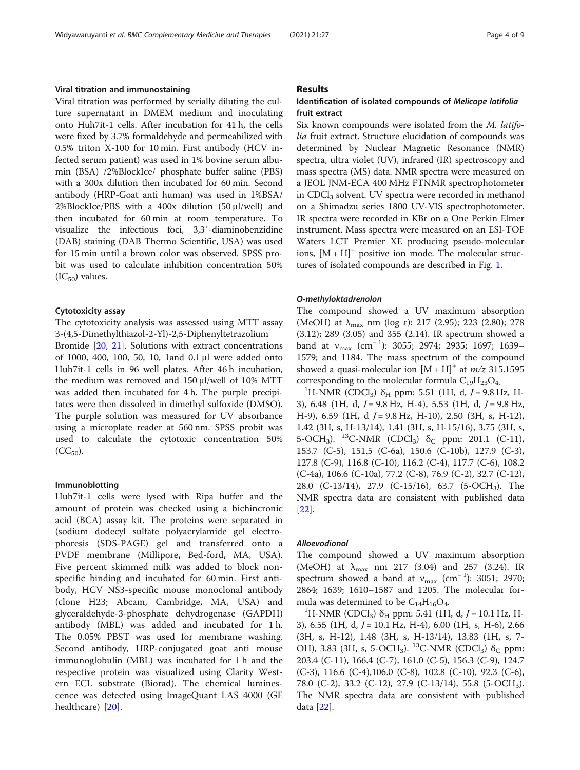### Viral titration and immunostaining

Viral titration was performed by serially diluting the culture supernatant in DMEM medium and inoculating onto Huh7it-1 cells. After incubation for 41 h, the cells were fixed by 3.7% formaldehyde and permeabilized with 0.5% triton X-100 for 10 min. First antibody (HCV infected serum patient) was used in 1% bovine serum albumin (BSA) /2%BlockIce/ phosphate buffer saline (PBS) with a 300x dilution then incubated for 60 min. Second antibody (HRP-Goat anti human) was used in 1%BSA/ 2%BlockIce/PBS with a 400x dilution (50 μl/well) and then incubated for 60 min at room temperature. To visualize the infectious foci, 3,3′-diaminobenzidine (DAB) staining (DAB Thermo Scientific, USA) was used for 15 min until a brown color was observed. SPSS probit was used to calculate inhibition concentration 50% ($IC_{50}$) values.

### Cytotoxicity assay

The cytotoxicity analysis was assessed using MTT assay 3-(4,5-Dimethylthiazol-2-Yl)-2,5-Diphenyltetrazolium Bromide [20, 21]. Solutions with extract concentrations of 1000, 400, 100, 50, 10, 1and 0.1 μl were added onto Huh7it-1 cells in 96 well plates. After 46 h incubation, the medium was removed and 150 μl/well of 10% MTT was added then incubated for 4 h. The purple precipitates were then dissolved in dimethyl sulfoxide (DMSO). The purple solution was measured for UV absorbance using a microplate reader at 560 nm. SPSS probit was used to calculate the cytotoxic concentration 50% ($CC_{50}$).

### Immunoblotting

Huh7it-1 cells were lysed with Ripa buffer and the amount of protein was checked using a bichincronic acid (BCA) assay kit. The proteins were separated in (sodium dodecyl sulfate polyacrylamide gel electrophoresis (SDS-PAGE) gel and transferred onto a PVDF membrane (Millipore, Bed-ford, MA, USA). Five percent skimmed milk was added to block nonspecific binding and incubated for 60 min. First antibody, HCV NS3-specific mouse monoclonal antibody (clone H23; Abcam, Cambridge, MA, USA) and glyceraldehyde-3-phosphate dehydrogenase (GAPDH) antibody (MBL) was added and incubated for 1 h. The 0.05% PBST was used for membrane washing. Second antibody, HRP-conjugated goat anti mouse immunoglobulin (MBL) was incubated for 1 h and the respective protein was visualized using Clarity Western ECL substrate (Biorad). The chemical luminescence was detected using ImageQuant LAS 4000 (GE healthcare) [20].

## Results

### Identification of isolated compounds of *Melicope latifolia* fruit extract

Six known compounds were isolated from the *M. latifolia* fruit extract. Structure elucidation of compounds was determined by Nuclear Magnetic Resonance (NMR) spectra, ultra violet (UV), infrared (IR) spectroscopy and mass spectra (MS) data. NMR spectra were measured on a JEOL JNM-ECA 400 MHz FTNMR spectrophotometer in $CDCl_3$ solvent. UV spectra were recorded in methanol on a Shimadzu series 1800 UV-VIS spectrophotometer. IR spectra were recorded in KBr on a One Perkin Elmer instrument. Mass spectra were measured on an ESI-TOF Waters LCT Premier XE producing pseudo-molecular ions, $[M+H]^+$ positive ion mode. The molecular structures of isolated compounds are described in Fig. 1.

#### *O-methyloktadrenolon*

The compound showed a UV maximum absorption (MeOH) at $\lambda_{max}$ nm (log ε): 217 (2.95); 223 (2.80); 278 (3.12); 289 (3.05) and 355 (2.14). IR spectrum showed a band at $\nu_{max}$ ($cm^{-1}$): 3055; 2974; 2935; 1697; 1639–1579; and 1184. The mass spectrum of the compound showed a quasi-molecular ion $[M+H]^+$ at *m/z* 315.1595 corresponding to the molecular formula $C_{19}H_{23}O_4$.

$^1$H-NMR ($CDCl_3$) $\delta_H$ ppm: 5.51 (1H, d, *J* = 9.8 Hz, H-3), 6.48 (1H, d, *J* = 9.8 Hz, H-4), 5.53 (1H, d, *J* = 9.8 Hz, H-9), 6.59 (1H, d *J* = 9.8 Hz, H-10), 2.50 (3H, s, H-12), 1.42 (3H, s, H-13/14), 1.41 (3H, s, H-15/16), 3.75 (3H, s, 5-$OCH_3$). $^{13}$C-NMR ($CDCl_3$) $\delta_C$ ppm: 201.1 (C-11), 153.7 (C-5), 151.5 (C-6a), 150.6 (C-10b), 127.9 (C-3), 127.8 (C-9), 116.8 (C-10), 116.2 (C-4), 117.7 (C-6), 108.2 (C-4a), 106.6 (C-10a), 77.2 (C-8), 76.9 (C-2), 32.7 (C-12), 28.0 (C-13/14), 27.9 (C-15/16), 63.7 (5-$OCH_3$). The NMR spectra data are consistent with published data [22].

#### *Alloevodionol*

The compound showed a UV maximum absorption (MeOH) at $\lambda_{max}$ nm 217 (3.04) and 257 (3.24). IR spectrum showed a band at $\nu_{max}$ ($cm^{-1}$): 3051; 2970; 2864; 1639; 1610–1587 and 1205. The molecular formula was determined to be $C_{14}H_{16}O_4$.

$^1$H-NMR ($CDCl_3$) $\delta_H$ ppm: 5.41 (1H, d, *J* = 10.1 Hz, H-3), 6.55 (1H, d, *J* = 10.1 Hz, H-4), 6.00 (1H, s, H-6), 2.66 (3H, s, H-12), 1.48 (3H, s, H-13/14), 13.83 (1H, s, 7-OH), 3.83 (3H, s, 5-$OCH_3$). $^{13}$C-NMR ($CDCl_3$) $\delta_C$ ppm: 203.4 (C-11), 166.4 (C-7), 161.0 (C-5), 156.3 (C-9), 124.7 (C-3), 116.6 (C-4),106.0 (C-8), 102.8 (C-10), 92.3 (C-6), 78.0 (C-2), 33.2 (C-12), 27.9 (C-13/14), 55.8 (5-$OCH_3$). The NMR spectra data are consistent with published data [22].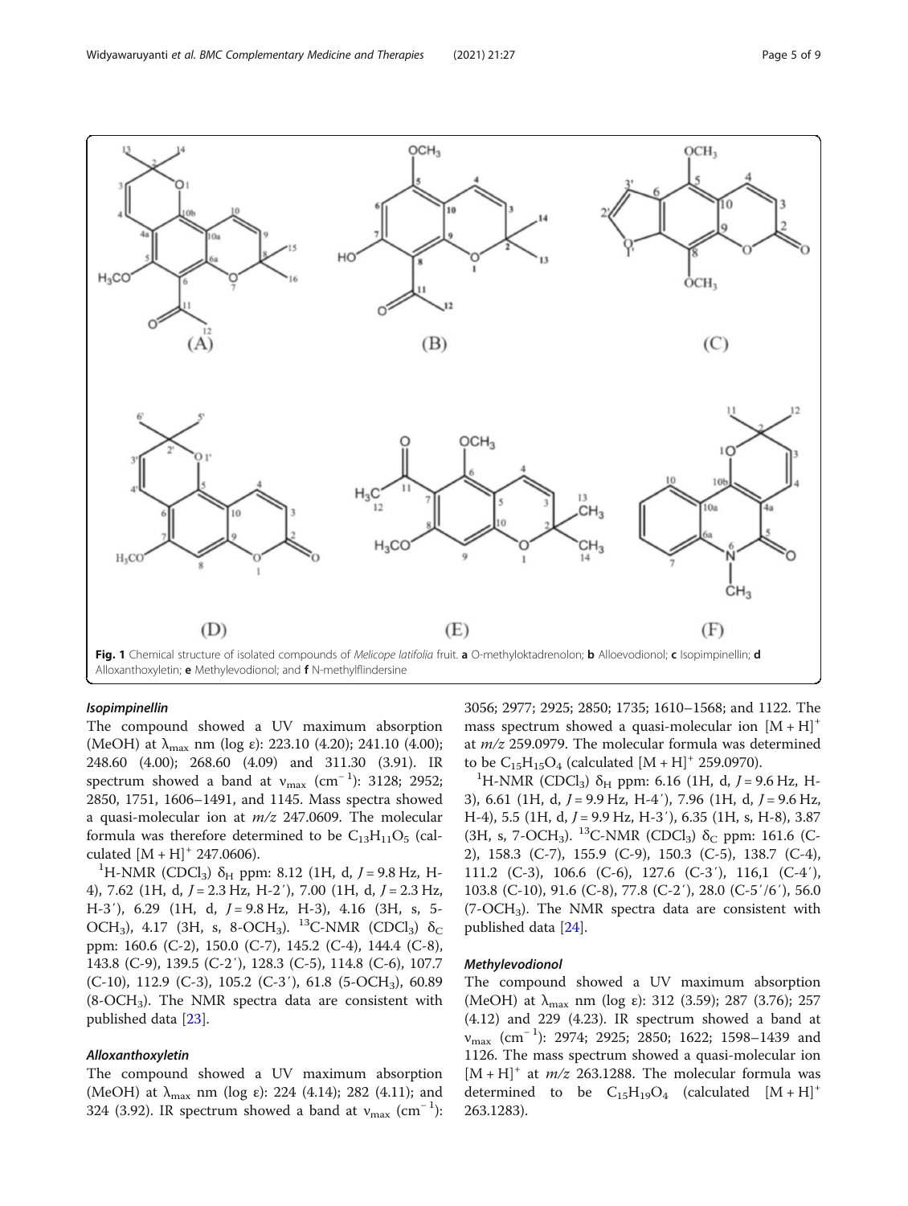**Fig. 1** Chemical structure of isolated compounds of *Melicope latifolia* fruit. **a** O-methyloktadrenolon; **b** Alloevodionol; **c** Isopimpinellin; **d** Alloxanthoxyletin; **e** Methylevodionol; and **f** N-methylflindersine

#### Isopimpinellin

The compound showed a UV maximum absorption (MeOH) at $\lambda_{max}$ nm (log ε): 223.10 (4.20); 241.10 (4.00); 248.60 (4.00); 268.60 (4.09) and 311.30 (3.91). IR spectrum showed a band at $\nu_{max}$ (cm$^{-1}$): 3128; 2952; 2850, 1751, 1606–1491, and 1145. Mass spectra showed a quasi-molecular ion at *m/z* 247.0609. The molecular formula was therefore determined to be $C_{13}H_{11}O_5$ (calculated $[M + H]^+$ 247.0606).

$^1$H-NMR ($CDCl_3$) $\delta_H$ ppm: 8.12 (1H, d, *J* = 9.8 Hz, H-4), 7.62 (1H, d, *J* = 2.3 Hz, H-2′), 7.00 (1H, d, *J* = 2.3 Hz, H-3′), 6.29 (1H, d, *J* = 9.8 Hz, H-3), 4.16 (3H, s, 5-$OCH_3$), 4.17 (3H, s, 8-$OCH_3$). $^{13}$C-NMR ($CDCl_3$) $\delta_C$ ppm: 160.6 (C-2), 150.0 (C-7), 145.2 (C-4), 144.4 (C-8), 143.8 (C-9), 139.5 (C-2′), 128.3 (C-5), 114.8 (C-6), 107.7 (C-10), 112.9 (C-3), 105.2 (C-3′), 61.8 (5-$OCH_3$), 60.89 (8-$OCH_3$). The NMR spectra data are consistent with published data [23].

#### Alloxanthoxyletin

The compound showed a UV maximum absorption (MeOH) at $\lambda_{max}$ nm (log ε): 224 (4.14); 282 (4.11); and 324 (3.92). IR spectrum showed a band at $\nu_{max}$ (cm$^{-1}$): 3056; 2977; 2925; 2850; 1735; 1610–1568; and 1122. The mass spectrum showed a quasi-molecular ion $[M + H]^+$ at *m/z* 259.0979. The molecular formula was determined to be $C_{15}H_{15}O_4$ (calculated $[M + H]^+$ 259.0970).

$^1$H-NMR ($CDCl_3$) $\delta_H$ ppm: 6.16 (1H, d, *J* = 9.6 Hz, H-3), 6.61 (1H, d, *J* = 9.9 Hz, H-4′), 7.96 (1H, d, *J* = 9.6 Hz, H-4), 5.5 (1H, d, *J* = 9.9 Hz, H-3′), 6.35 (1H, s, H-8), 3.87 (3H, s, 7-$OCH_3$). $^{13}$C-NMR ($CDCl_3$) $\delta_C$ ppm: 161.6 (C-2), 158.3 (C-7), 155.9 (C-9), 150.3 (C-5), 138.7 (C-4), 111.2 (C-3), 106.6 (C-6), 127.6 (C-3′), 116,1 (C-4′), 103.8 (C-10), 91.6 (C-8), 77.8 (C-2′), 28.0 (C-5′/6′), 56.0 (7-$OCH_3$). The NMR spectra data are consistent with published data [24].

#### Methylevodionol

The compound showed a UV maximum absorption (MeOH) at $\lambda_{max}$ nm (log ε): 312 (3.59); 287 (3.76); 257 (4.12) and 229 (4.23). IR spectrum showed a band at $\nu_{max}$ (cm$^{-1}$): 2974; 2925; 2850; 1622; 1598–1439 and 1126. The mass spectrum showed a quasi-molecular ion $[M + H]^+$ at *m/z* 263.1288. The molecular formula was determined to be $C_{15}H_{19}O_4$ (calculated $[M + H]^+$ 263.1283).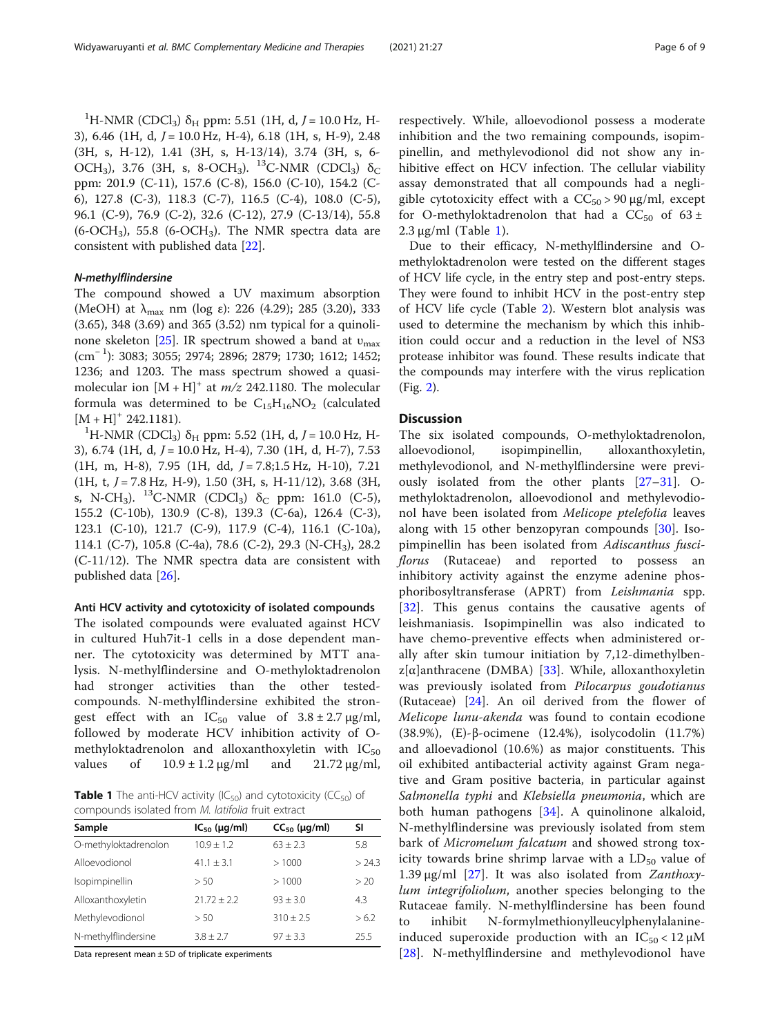$^1$H-NMR ($CDCl_3$) $\delta_H$ ppm: 5.51 (1H, d, $J = 10.0$ Hz, H-3), 6.46 (1H, d, $J = 10.0$ Hz, H-4), 6.18 (1H, s, H-9), 2.48 (3H, s, H-12), 1.41 (3H, s, H-13/14), 3.74 (3H, s, 6-$OCH_3$), 3.76 (3H, s, 8-$OCH_3$). $^{13}$C-NMR ($CDCl_3$) $\delta_C$ ppm: 201.9 (C-11), 157.6 (C-8), 156.0 (C-10), 154.2 (C-6), 127.8 (C-3), 118.3 (C-7), 116.5 (C-4), 108.0 (C-5), 96.1 (C-9), 76.9 (C-2), 32.6 (C-12), 27.9 (C-13/14), 55.8 (6-$OCH_3$), 55.8 (6-$OCH_3$). The NMR spectra data are consistent with published data [22].

#### N-methylflindersine

The compound showed a UV maximum absorption (MeOH) at $\lambda_{max}$ nm (log ε): 226 (4.29); 285 (3.20), 333 (3.65), 348 (3.69) and 365 (3.52) nm typical for a quinolinone skeleton [25]. IR spectrum showed a band at $\upsilon_{max}$ ($cm^{-1}$): 3083; 3055; 2974; 2896; 2879; 1730; 1612; 1452; 1236; and 1203. The mass spectrum showed a quasi-molecular ion $[M + H]^+$ at $m/z$ 242.1180. The molecular formula was determined to be $C_{15}H_{16}NO_2$ (calculated $[M + H]^+$ 242.1181).

$^1$H-NMR ($CDCl_3$) $\delta_H$ ppm: 5.52 (1H, d, $J = 10.0$ Hz, H-3), 6.74 (1H, d, $J = 10.0$ Hz, H-4), 7.30 (1H, d, H-7), 7.53 (1H, m, H-8), 7.95 (1H, dd, $J = 7.8$;1.5 Hz, H-10), 7.21 (1H, t, $J = 7.8$ Hz, H-9), 1.50 (3H, s, H-11/12), 3.68 (3H, s, N-$CH_3$). $^{13}$C-NMR ($CDCl_3$) $\delta_C$ ppm: 161.0 (C-5), 155.2 (C-10b), 130.9 (C-8), 139.3 (C-6a), 126.4 (C-3), 123.1 (C-10), 121.7 (C-9), 117.9 (C-4), 116.1 (C-10a), 114.1 (C-7), 105.8 (C-4a), 78.6 (C-2), 29.3 (N-$CH_3$), 28.2 (C-11/12). The NMR spectra data are consistent with published data [26].

#### Anti HCV activity and cytotoxicity of isolated compounds

The isolated compounds were evaluated against HCV in cultured Huh7it-1 cells in a dose dependent manner. The cytotoxicity was determined by MTT analysis. N-methylflindersine and O-methyloktadrenolon had stronger activities than the other tested-compounds. N-methylflindersine exhibited the strongest effect with an $IC_{50}$ value of $3.8 \pm 2.7$ μg/ml, followed by moderate HCV inhibition activity of O-methyloktadrenolon and alloxanthoxyletin with $IC_{50}$ values of $10.9 \pm 1.2$ μg/ml and 21.72 μg/ml, respectively. While, alloevodionol possess a moderate inhibition and the two remaining compounds, isopimpinellin, and methylevodionol did not show any inhibitive effect on HCV infection. The cellular viability assay demonstrated that all compounds had a negligible cytotoxicity effect with a $CC_{50} > 90$ μg/ml, except for O-methyloktadrenolon that had a $CC_{50}$ of $63 \pm 2.3$ μg/ml (Table 1).

**Table 1** The anti-HCV activity ($IC_{50}$) and cytotoxicity ($CC_{50}$) of compounds isolated from *M. latifolia* fruit extract

| Sample | $IC_{50}$ (μg/ml) | $CC_{50}$ (μg/ml) | SI |
|---|---|---|---|
| O-methyloktadrenolon | 10.9 ± 1.2 | 63 ± 2.3 | 5.8 |
| Alloevodionol | 41.1 ± 3.1 | > 1000 | > 24.3 |
| Isopimpinellin | > 50 | > 1000 | > 20 |
| Alloxanthoxyletin | 21.72 ± 2.2 | 93 ± 3.0 | 4.3 |
| Methylevodionol | > 50 | 310 ± 2.5 | > 6.2 |
| N-methylflindersine | 3.8 ± 2.7 | 97 ± 3.3 | 25.5 |

Data represent mean ± SD of triplicate experiments

Due to their efficacy, N-methylflindersine and O-methyloktadrenolon were tested on the different stages of HCV life cycle, in the entry step and post-entry steps. They were found to inhibit HCV in the post-entry step of HCV life cycle (Table 2). Western blot analysis was used to determine the mechanism by which this inhibition could occur and a reduction in the level of NS3 protease inhibitor was found. These results indicate that the compounds may interfere with the virus replication (Fig. 2).

## Discussion

The six isolated compounds, O-methyloktadrenolon, alloevodionol, isopimpinellin, alloxanthoxyletin, methylevodionol, and N-methylflindersine were previously isolated from the other plants [27–31]. O-methyloktadrenolon, alloevodionol and methylevodionol have been isolated from *Melicope ptelefolia* leaves along with 15 other benzopyran compounds [30]. Isopimpinellin has been isolated from *Adiscanthus fusciflorus* (Rutaceae) and reported to possess an inhibitory activity against the enzyme adenine phosphoribosyltransferase (APRT) from *Leishmania* spp. [32]. This genus contains the causative agents of leishmaniasis. Isopimpinellin was also indicated to have chemo-preventive effects when administered orally after skin tumour initiation by 7,12-dimethylbenz[α]anthracene (DMBA) [33]. While, alloxanthoxyletin was previously isolated from *Pilocarpus goudotianus* (Rutaceae) [24]. An oil derived from the flower of *Melicope lunu-akenda* was found to contain ecodione (38.9%), (E)-β-ocimene (12.4%), isolycodolin (11.7%) and alloevadionol (10.6%) as major constituents. This oil exhibited antibacterial activity against Gram negative and Gram positive bacteria, in particular against *Salmonella typhi* and *Klebsiella pneumonia*, which are both human pathogens [34]. A quinolinone alkaloid, N-methylflindersine was previously isolated from stem bark of *Micromelum falcatum* and showed strong toxicity towards brine shrimp larvae with a $LD_{50}$ value of 1.39 μg/ml [27]. It was also isolated from *Zanthoxylum integrifoliolum*, another species belonging to the Rutaceae family. N-methylflindersine has been found to inhibit N-formylmethionylleucylphenylalanine-induced superoxide production with an $IC_{50} < 12$ μM [28]. N-methylflindersine and methylevodionol have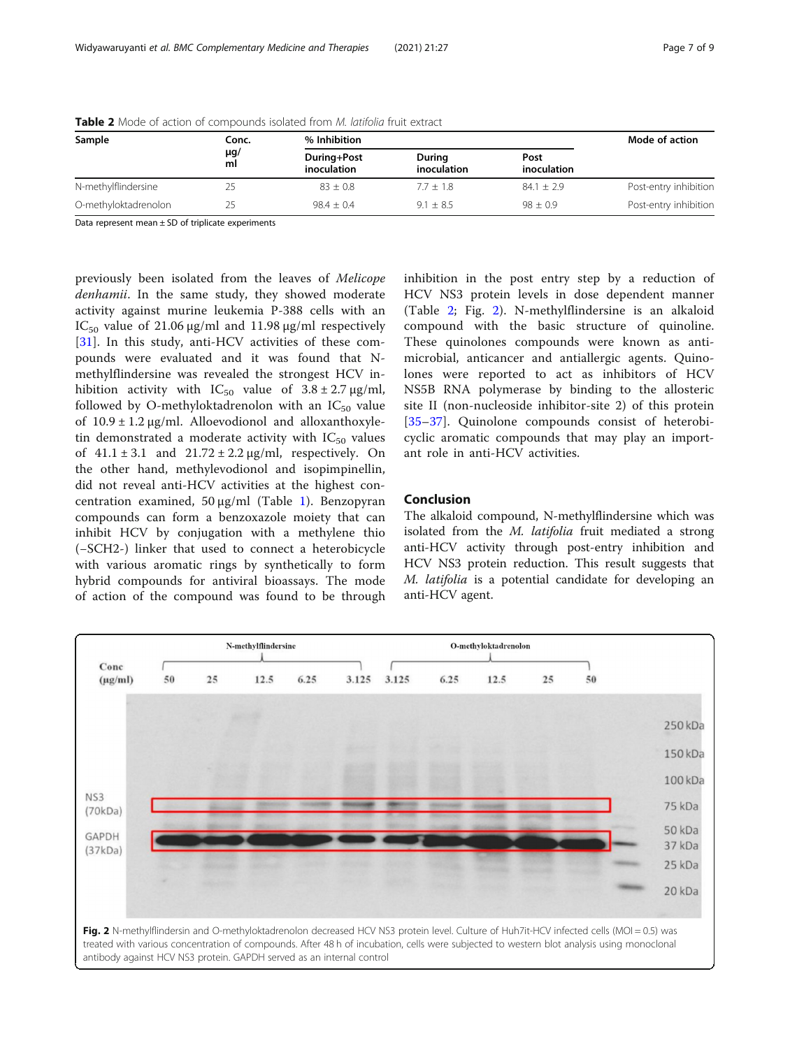**Table 2** Mode of action of compounds isolated from *M. latifolia* fruit extract

| Sample | Conc. µg/ml | % Inhibition | | | Mode of action |
|---|---|---|---|---|---|
| | | During+Post inoculation | During inoculation | Post inoculation | |
| N-methylflindersine | 25 | 83 ± 0.8 | 7.7 ± 1.8 | 84.1 ± 2.9 | Post-entry inhibition |
| O-methyloktadrenolon | 25 | 98.4 ± 0.4 | 9.1 ± 8.5 | 98 ± 0.9 | Post-entry inhibition |

Data represent mean ± SD of triplicate experiments

previously been isolated from the leaves of *Melicope denhamii*. In the same study, they showed moderate activity against murine leukemia P-388 cells with an $IC_{50}$ value of 21.06 µg/ml and 11.98 µg/ml respectively [31]. In this study, anti-HCV activities of these compounds were evaluated and it was found that N-methylflindersine was revealed the strongest HCV inhibition activity with $IC_{50}$ value of 3.8 ± 2.7 µg/ml, followed by O-methyloktadrenolon with an $IC_{50}$ value of 10.9 ± 1.2 µg/ml. Alloevodionol and alloxanthoxyletin demonstrated a moderate activity with $IC_{50}$ values of 41.1 ± 3.1 and 21.72 ± 2.2 µg/ml, respectively. On the other hand, methylevodionol and isopimpinellin, did not reveal anti-HCV activities at the highest concentration examined, 50 µg/ml (Table 1). Benzopyran compounds can form a benzoxazole moiety that can inhibit HCV by conjugation with a methylene thio (–SCH2-) linker that used to connect a heterobicycle with various aromatic rings by synthetically to form hybrid compounds for antiviral bioassays. The mode of action of the compound was found to be through inhibition in the post entry step by a reduction of HCV NS3 protein levels in dose dependent manner (Table 2; Fig. 2). N-methylflindersine is an alkaloid compound with the basic structure of quinoline. These quinolones compounds were known as antimicrobial, anticancer and antiallergic agents. Quinolones were reported to act as inhibitors of HCV NS5B RNA polymerase by binding to the allosteric site II (non-nucleoside inhibitor-site 2) of this protein [35–37]. Quinolone compounds consist of heterobicyclic aromatic compounds that may play an important role in anti-HCV activities.

## Conclusion

The alkaloid compound, N-methylflindersine which was isolated from the *M. latifolia* fruit mediated a strong anti-HCV activity through post-entry inhibition and HCV NS3 protein reduction. This result suggests that *M. latifolia* is a potential candidate for developing an anti-HCV agent.

**Fig. 2** N-methylflindersin and O-methyloktadrenolon decreased HCV NS3 protein level. Culture of Huh7it-HCV infected cells (MOI = 0.5) was treated with various concentration of compounds. After 48 h of incubation, cells were subjected to western blot analysis using monoclonal antibody against HCV NS3 protein. GAPDH served as an internal control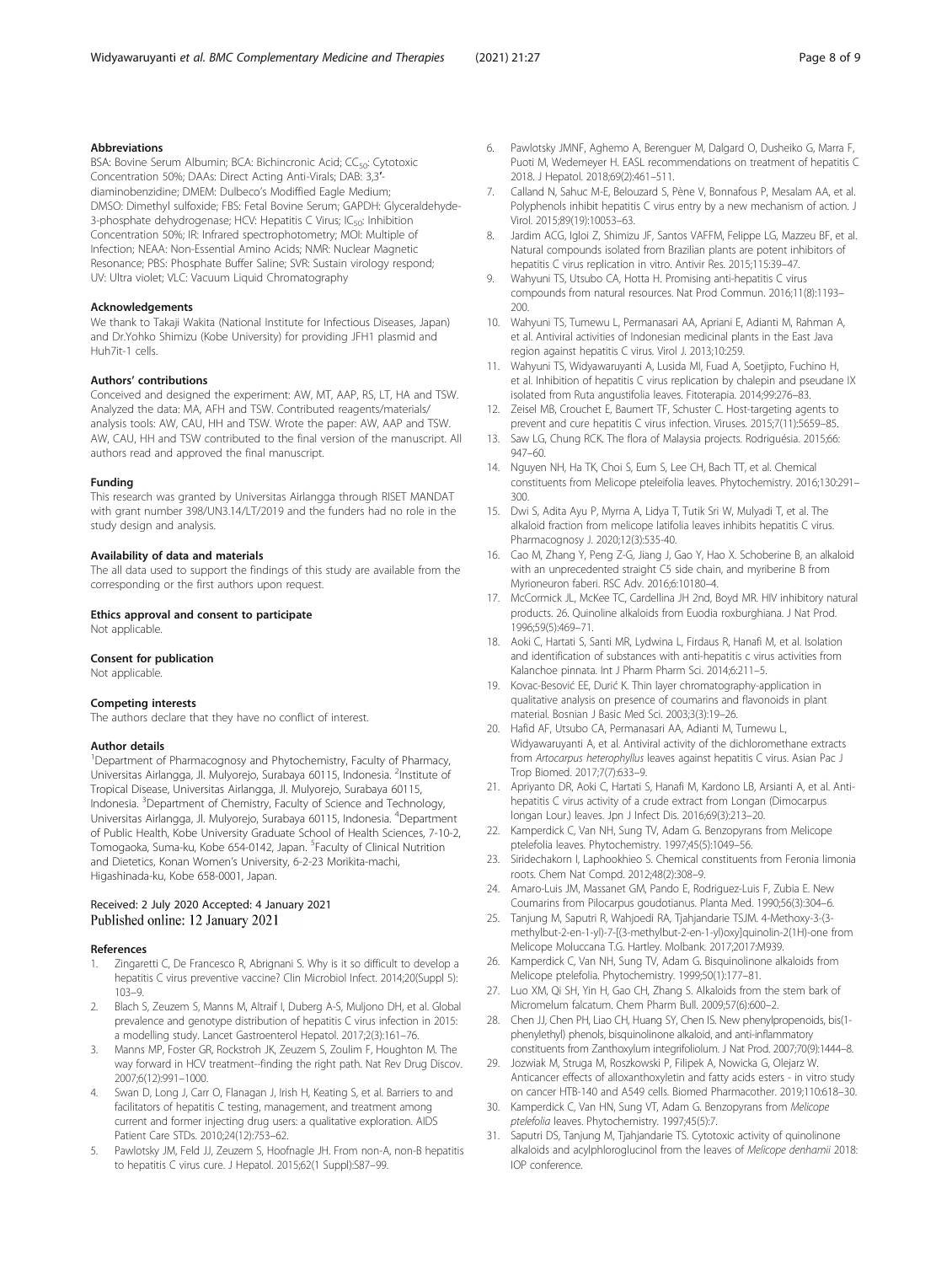#### Abbreviations

BSA: Bovine Serum Albumin; BCA: Bichincronic Acid; $CC_{50}$: Cytotoxic Concentration 50%; DAAs: Direct Acting Anti-Virals; DAB: 3,3′-diaminobenzidine; DMEM: Dulbeco's Modiffied Eagle Medium; DMSO: Dimethyl sulfoxide; FBS: Fetal Bovine Serum; GAPDH: Glyceraldehyde-3-phosphate dehydrogenase; HCV: Hepatitis C Virus; $IC_{50}$: Inhibition Concentration 50%; IR: Infrared spectrophotometry; MOI: Multiple of Infection; NEAA: Non-Essential Amino Acids; NMR: Nuclear Magnetic Resonance; PBS: Phosphate Buffer Saline; SVR: Sustain virology respond; UV: Ultra violet; VLC: Vacuum Liquid Chromatography

#### Acknowledgements

We thank to Takaji Wakita (National Institute for Infectious Diseases, Japan) and Dr.Yohko Shimizu (Kobe University) for providing JFH1 plasmid and Huh7it-1 cells.

#### Authors' contributions

Conceived and designed the experiment: AW, MT, AAP, RS, LT, HA and TSW. Analyzed the data: MA, AFH and TSW. Contributed reagents/materials/analysis tools: AW, CAU, HH and TSW. Wrote the paper: AW, AAP and TSW. AW, CAU, HH and TSW contributed to the final version of the manuscript. All authors read and approved the final manuscript.

#### Funding

This research was granted by Universitas Airlangga through RISET MANDAT with grant number 398/UN3.14/LT/2019 and the funders had no role in the study design and analysis.

#### Availability of data and materials

The all data used to support the findings of this study are available from the corresponding or the first authors upon request.

#### Ethics approval and consent to participate

Not applicable.

#### Consent for publication

Not applicable.

#### Competing interests

The authors declare that they have no conflict of interest.

#### Author details

[1]Department of Pharmacognosy and Phytochemistry, Faculty of Pharmacy, Universitas Airlangga, Jl. Mulyorejo, Surabaya 60115, Indonesia. [2]Institute of Tropical Disease, Universitas Airlangga, Jl. Mulyorejo, Surabaya 60115, Indonesia. [3]Department of Chemistry, Faculty of Science and Technology, Universitas Airlangga, Jl. Mulyorejo, Surabaya 60115, Indonesia. [4]Department of Public Health, Kobe University Graduate School of Health Sciences, 7-10-2, Tomogaoka, Suma-ku, Kobe 654-0142, Japan. [5]Faculty of Clinical Nutrition and Dietetics, Konan Women's University, 6-2-23 Morikita-machi, Higashinada-ku, Kobe 658-0001, Japan.

Received: 2 July 2020 Accepted: 4 January 2021
Published online: 12 January 2021

#### References

1. Zingaretti C, De Francesco R, Abrignani S. Why is it so difficult to develop a hepatitis C virus preventive vaccine? Clin Microbiol Infect. 2014;20(Suppl 5): 103–9.
2. Blach S, Zeuzem S, Manns M, Altraif I, Duberg A-S, Muljono DH, et al. Global prevalence and genotype distribution of hepatitis C virus infection in 2015: a modelling study. Lancet Gastroenterol Hepatol. 2017;2(3):161–76.
3. Manns MP, Foster GR, Rockstroh JK, Zeuzem S, Zoulim F, Houghton M. The way forward in HCV treatment--finding the right path. Nat Rev Drug Discov. 2007;6(12):991–1000.
4. Swan D, Long J, Carr O, Flanagan J, Irish H, Keating S, et al. Barriers to and facilitators of hepatitis C testing, management, and treatment among current and former injecting drug users: a qualitative exploration. AIDS Patient Care STDs. 2010;24(12):753–62.
5. Pawlotsky JM, Feld JJ, Zeuzem S, Hoofnagle JH. From non-A, non-B hepatitis to hepatitis C virus cure. J Hepatol. 2015;62(1 Suppl):S87–99.
6. Pawlotsky JMNF, Aghemo A, Berenguer M, Dalgard O, Dusheiko G, Marra F, Puoti M, Wedemeyer H. EASL recommendations on treatment of hepatitis C 2018. J Hepatol. 2018;69(2):461–511.
7. Calland N, Sahuc M-E, Belouzard S, Pène V, Bonnafous P, Mesalam AA, et al. Polyphenols inhibit hepatitis C virus entry by a new mechanism of action. J Virol. 2015;89(19):10053–63.
8. Jardim ACG, Igloi Z, Shimizu JF, Santos VAFFM, Felippe LG, Mazzeu BF, et al. Natural compounds isolated from Brazilian plants are potent inhibitors of hepatitis C virus replication in vitro. Antivir Res. 2015;115:39–47.
9. Wahyuni TS, Utsubo CA, Hotta H. Promising anti-hepatitis C virus compounds from natural resources. Nat Prod Commun. 2016;11(8):1193–200.
10. Wahyuni TS, Tumewu L, Permanasari AA, Apriani E, Adianti M, Rahman A, et al. Antiviral activities of Indonesian medicinal plants in the East Java region against hepatitis C virus. Virol J. 2013;10:259.
11. Wahyuni TS, Widyawaruyanti A, Lusida MI, Fuad A, Soetjipto, Fuchino H, et al. Inhibition of hepatitis C virus replication by chalepin and pseudane IX isolated from Ruta angustifolia leaves. Fitoterapia. 2014;99:276–83.
12. Zeisel MB, Crouchet E, Baumert TF, Schuster C. Host-targeting agents to prevent and cure hepatitis C virus infection. Viruses. 2015;7(11):5659–85.
13. Saw LG, Chung RCK. The flora of Malaysia projects. Rodriguésia. 2015;66: 947–60.
14. Nguyen NH, Ha TK, Choi S, Eum S, Lee CH, Bach TT, et al. Chemical constituents from Melicope pteleifolia leaves. Phytochemistry. 2016;130:291–300.
15. Dwi S, Adita Ayu P, Myrna A, Lidya T, Tutik Sri W, Mulyadi T, et al. The alkaloid fraction from melicope latifolia leaves inhibits hepatitis C virus. Pharmacognosy J. 2020;12(3):535-40.
16. Cao M, Zhang Y, Peng Z-G, Jiang J, Gao Y, Hao X. Schoberine B, an alkaloid with an unprecedented straight C5 side chain, and myriberine B from Myrioneuron faberi. RSC Adv. 2016;6:10180–4.
17. McCormick JL, McKee TC, Cardellina JH 2nd, Boyd MR. HIV inhibitory natural products. 26. Quinoline alkaloids from Euodia roxburghiana. J Nat Prod. 1996;59(5):469–71.
18. Aoki C, Hartati S, Santi MR, Lydwina L, Firdaus R, Hanafi M, et al. Isolation and identification of substances with anti-hepatitis c virus activities from Kalanchoe pinnata. Int J Pharm Pharm Sci. 2014;6:211–5.
19. Kovac-Besović EE, Durić K. Thin layer chromatography-application in qualitative analysis on presence of coumarins and flavonoids in plant material. Bosnian J Basic Med Sci. 2003;3(3):19–26.
20. Hafid AF, Utsubo CA, Permanasari AA, Adianti M, Tumewu L, Widyawaruyanti A, et al. Antiviral activity of the dichloromethane extracts from *Artocarpus heterophyllus* leaves against hepatitis C virus. Asian Pac J Trop Biomed. 2017;7(7):633–9.
21. Apriyanto DR, Aoki C, Hartati S, Hanafi M, Kardono LB, Arsianti A, et al. Anti-hepatitis C virus activity of a crude extract from Longan (Dimocarpus longan Lour.) leaves. Jpn J Infect Dis. 2016;69(3):213–20.
22. Kamperdick C, Van NH, Sung TV, Adam G. Benzopyrans from Melicope ptelefolia leaves. Phytochemistry. 1997;45(5):1049–56.
23. Siridechakorn I, Laphookhieo S. Chemical constituents from Feronia limonia roots. Chem Nat Compd. 2012;48(2):308–9.
24. Amaro-Luis JM, Massanet GM, Pando E, Rodriguez-Luis F, Zubia E. New Coumarins from Pilocarpus goudotianus. Planta Med. 1990;56(3):304–6.
25. Tanjung M, Saputri R, Wahjoedi RA, Tjahjandarie TSJM. 4-Methoxy-3-(3-methylbut-2-en-1-yl)-7-[(3-methylbut-2-en-1-yl)oxy]quinolin-2(1H)-one from Melicope Moluccana T.G. Hartley. Molbank. 2017;2017:M939.
26. Kamperdick C, Van NH, Sung TV, Adam G. Bisquinolinone alkaloids from Melicope ptelefolia. Phytochemistry. 1999;50(1):177–81.
27. Luo XM, Qi SH, Yin H, Gao CH, Zhang S. Alkaloids from the stem bark of Micromelum falcatum. Chem Pharm Bull. 2009;57(6):600–2.
28. Chen JJ, Chen PH, Liao CH, Huang SY, Chen IS. New phenylpropenoids, bis(1-phenylethyl) phenols, bisquinolinone alkaloid, and anti-inflammatory constituents from Zanthoxylum integrifoliolum. J Nat Prod. 2007;70(9):1444–8.
29. Jozwiak M, Struga M, Roszkowski P, Filipek A, Nowicka G, Olejarz W. Anticancer effects of alloxanthoxyletin and fatty acids esters - in vitro study on cancer HTB-140 and A549 cells. Biomed Pharmacother. 2019;110:618–30.
30. Kamperdick C, Van HN, Sung VT, Adam G. Benzopyrans from *Melicope ptelefolia* leaves. Phytochemistry. 1997;45(5):7.
31. Saputri DS, Tanjung M, Tjahjandarie TS. Cytotoxic activity of quinolinone alkaloids and acylphloroglucinol from the leaves of *Melicope denhamii* 2018: IOP conference.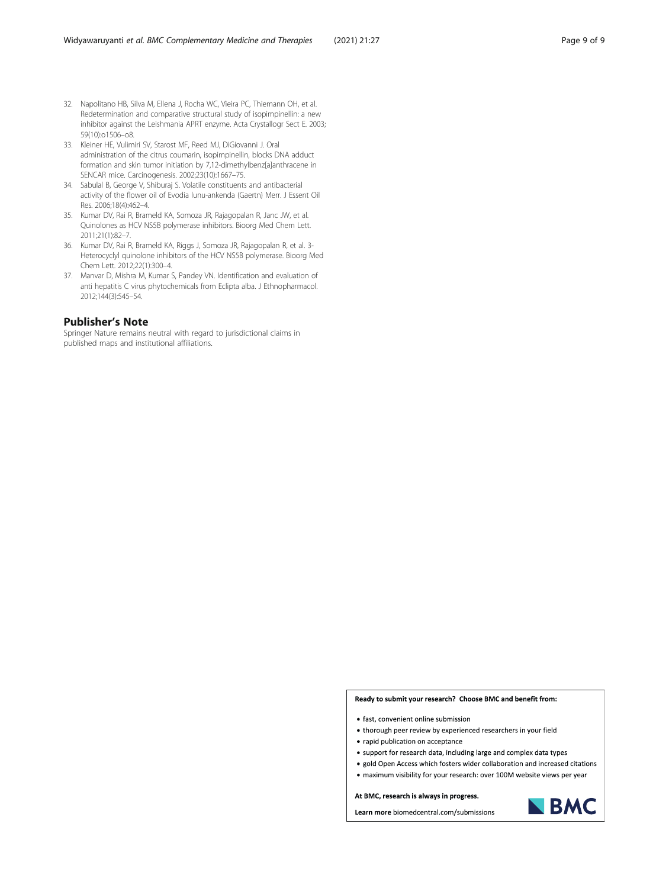32. Napolitano HB, Silva M, Ellena J, Rocha WC, Vieira PC, Thiemann OH, et al. Redetermination and comparative structural study of isopimpinellin: a new inhibitor against the Leishmania APRT enzyme. Acta Crystallogr Sect E. 2003; 59(10):o1506–o8.
33. Kleiner HE, Vulimiri SV, Starost MF, Reed MJ, DiGiovanni J. Oral administration of the citrus coumarin, isopimpinellin, blocks DNA adduct formation and skin tumor initiation by 7,12-dimethylbenz[a]anthracene in SENCAR mice. Carcinogenesis. 2002;23(10):1667–75.
34. Sabulal B, George V, Shiburaj S. Volatile constituents and antibacterial activity of the flower oil of Evodia lunu-ankenda (Gaertn) Merr. J Essent Oil Res. 2006;18(4):462–4.
35. Kumar DV, Rai R, Brameld KA, Somoza JR, Rajagopalan R, Janc JW, et al. Quinolones as HCV NS5B polymerase inhibitors. Bioorg Med Chem Lett. 2011;21(1):82–7.
36. Kumar DV, Rai R, Brameld KA, Riggs J, Somoza JR, Rajagopalan R, et al. 3-Heterocyclyl quinolone inhibitors of the HCV NS5B polymerase. Bioorg Med Chem Lett. 2012;22(1):300–4.
37. Manvar D, Mishra M, Kumar S, Pandey VN. Identification and evaluation of anti hepatitis C virus phytochemicals from Eclipta alba. J Ethnopharmacol. 2012;144(3):545–54.

## Publisher's Note

Springer Nature remains neutral with regard to jurisdictional claims in published maps and institutional affiliations.

**Ready to submit your research? Choose BMC and benefit from:**

- fast, convenient online submission
- thorough peer review by experienced researchers in your field
- rapid publication on acceptance
- support for research data, including large and complex data types
- gold Open Access which fosters wider collaboration and increased citations
- maximum visibility for your research: over 100M website views per year

**At BMC, research is always in progress.**

**Learn more** biomedcentral.com/submissions